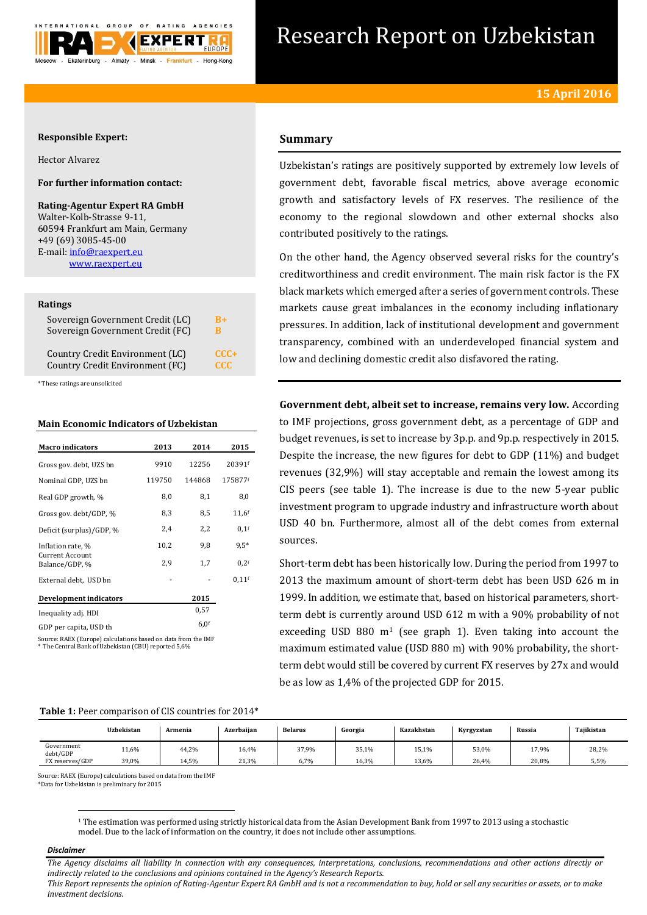# Research Report on Uzbekistan

**15 April 2016**

**Responsible Expert:**

Hector Alvarez

**For further information contact:**

**Rating-Agentur Expert RA GmbH**
Walter-Kolb-Strasse 9-11,
60594 Frankfurt am Main, Germany
+49 (69) 3085-45-00
E-mail: info@raexpert.eu
www.raexpert.eu

### Ratings

| | |
|---|---|
| Sovereign Government Credit (LC) | B+ |
| Sovereign Government Credit (FC) | B |
| Country Credit Environment (LC) | CCC+ |
| Country Credit Environment (FC) | CCC |

*These ratings are unsolicited

### Main Economic Indicators of Uzbekistan

| Macro indicators | 2013 | 2014 | 2015 |
|---|---|---|---|
| Gross gov. debt, UZS bn | 9910 | 12256 | 20391f |
| Nominal GDP, UZS bn | 119750 | 144868 | 175877f |
| Real GDP growth, % | 8,0 | 8,1 | 8,0 |
| Gross gov. debt/GDP, % | 8,3 | 8,5 | 11,6f |
| Deficit (surplus)/GDP, % | 2,4 | 2,2 | 0,1f |
| Inflation rate, % | 10,2 | 9,8 | 9,5* |
| Current Account Balance/GDP, % | 2,9 | 1,7 | 0,2f |
| External debt, USD bn | - | - | 0,11f |

| Development indicators | 2015 |
|---|---|
| Inequality adj. HDI | 0,57 |
| GDP per capita, USD th | 6,0f |

Source: RAEX (Europe) calculations based on data from the IMF
* The Central Bank of Uzbekistan (CBU) reported 5,6%

## Summary

Uzbekistan's ratings are positively supported by extremely low levels of government debt, favorable fiscal metrics, above average economic growth and satisfactory levels of FX reserves. The resilience of the economy to the regional slowdown and other external shocks also contributed positively to the ratings.

On the other hand, the Agency observed several risks for the country's creditworthiness and credit environment. The main risk factor is the FX black markets which emerged after a series of government controls. These markets cause great imbalances in the economy including inflationary pressures. In addition, lack of institutional development and government transparency, combined with an underdeveloped financial system and low and declining domestic credit also disfavored the rating.

**Government debt, albeit set to increase, remains very low.** According to IMF projections, gross government debt, as a percentage of GDP and budget revenues, is set to increase by 3p.p. and 9p.p. respectively in 2015. Despite the increase, the new figures for debt to GDP (11%) and budget revenues (32,9%) will stay acceptable and remain the lowest among its CIS peers (see table 1). The increase is due to the new 5-year public investment program to upgrade industry and infrastructure worth about USD 40 bn. Furthermore, almost all of the debt comes from external sources.

Short-term debt has been historically low. During the period from 1997 to 2013 the maximum amount of short-term debt has been USD 626 m in 1999. In addition, we estimate that, based on historical parameters, short-term debt is currently around USD 612 m with a 90% probability of not exceeding USD 880 m[1] (see graph 1). Even taking into account the maximum estimated value (USD 880 m) with 90% probability, the short-term debt would still be covered by current FX reserves by 27x and would be as low as 1,4% of the projected GDP for 2015.

**Table 1:** Peer comparison of CIS countries for 2014*

| | Uzbekistan | Armenia | Azerbaijan | Belarus | Georgia | Kazakhstan | Kyrgyzstan | Russia | Tajikistan |
|---|---|---|---|---|---|---|---|---|---|
| Government debt/GDP | 11,6% | 44,2% | 16,4% | 37,9% | 35,1% | 15,1% | 53,0% | 17,9% | 28,2% |
| FX reserves/GDP | 39,0% | 14,5% | 21,3% | 6,7% | 16,3% | 13,6% | 26,4% | 20,8% | 5,5% |

Source: RAEX (Europe) calculations based on data from the IMF
*Data for Uzbekistan is preliminary for 2015

[1] The estimation was performed using strictly historical data from the Asian Development Bank from 1997 to 2013 using a stochastic model. Due to the lack of information on the country, it does not include other assumptions.

***Disclaimer***

*The Agency disclaims all liability in connection with any consequences, interpretations, conclusions, recommendations and other actions directly or indirectly related to the conclusions and opinions contained in the Agency's Research Reports.*
*This Report represents the opinion of Rating-Agentur Expert RA GmbH and is not a recommendation to buy, hold or sell any securities or assets, or to make investment decisions.*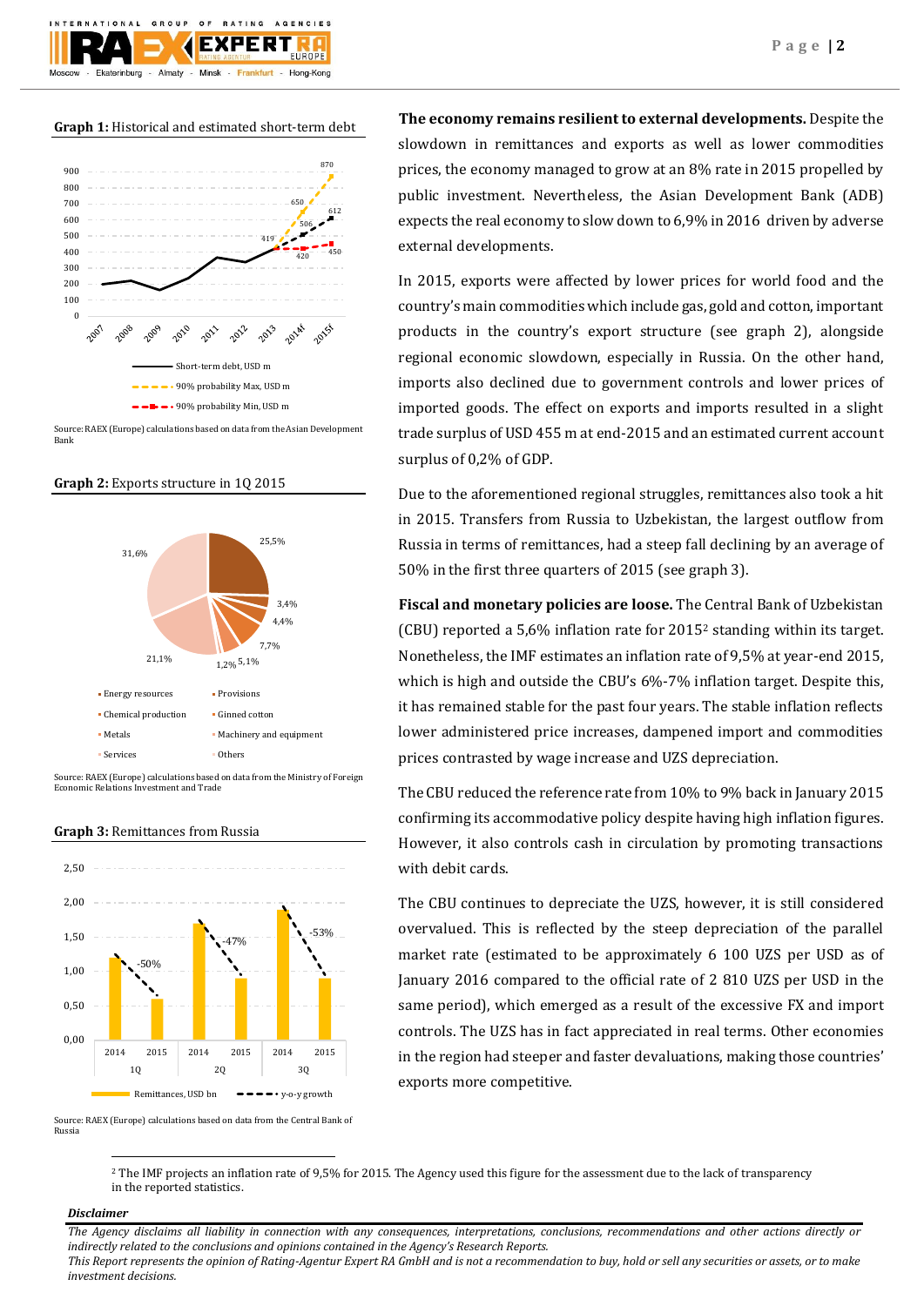**Graph 1:** Historical and estimated short-term debt

Source: RAEX (Europe) calculations based on data from the Asian Development Bank

**Graph 2:** Exports structure in 1Q 2015

Source: RAEX (Europe) calculations based on data from the Ministry of Foreign Economic Relations Investment and Trade

**Graph 3:** Remittances from Russia

Source: RAEX (Europe) calculations based on data from the Central Bank of Russia

**The economy remains resilient to external developments.** Despite the slowdown in remittances and exports as well as lower commodities prices, the economy managed to grow at an 8% rate in 2015 propelled by public investment. Nevertheless, the Asian Development Bank (ADB) expects the real economy to slow down to 6,9% in 2016 driven by adverse external developments.

In 2015, exports were affected by lower prices for world food and the country's main commodities which include gas, gold and cotton, important products in the country's export structure (see graph 2), alongside regional economic slowdown, especially in Russia. On the other hand, imports also declined due to government controls and lower prices of imported goods. The effect on exports and imports resulted in a slight trade surplus of USD 455 m at end-2015 and an estimated current account surplus of 0,2% of GDP.

Due to the aforementioned regional struggles, remittances also took a hit in 2015. Transfers from Russia to Uzbekistan, the largest outflow from Russia in terms of remittances, had a steep fall declining by an average of 50% in the first three quarters of 2015 (see graph 3).

**Fiscal and monetary policies are loose.** The Central Bank of Uzbekistan (CBU) reported a 5,6% inflation rate for 2015[2] standing within its target. Nonetheless, the IMF estimates an inflation rate of 9,5% at year-end 2015, which is high and outside the CBU's 6%-7% inflation target. Despite this, it has remained stable for the past four years. The stable inflation reflects lower administered price increases, dampened import and commodities prices contrasted by wage increase and UZS depreciation.

The CBU reduced the reference rate from 10% to 9% back in January 2015 confirming its accommodative policy despite having high inflation figures. However, it also controls cash in circulation by promoting transactions with debit cards.

The CBU continues to depreciate the UZS, however, it is still considered overvalued. This is reflected by the steep depreciation of the parallel market rate (estimated to be approximately 6 100 UZS per USD as of January 2016 compared to the official rate of 2 810 UZS per USD in the same period), which emerged as a result of the excessive FX and import controls. The UZS has in fact appreciated in real terms. Other economies in the region had steeper and faster devaluations, making those countries' exports more competitive.

[2] The IMF projects an inflation rate of 9,5% for 2015. The Agency used this figure for the assessment due to the lack of transparency in the reported statistics.

***Disclaimer***

*The Agency disclaims all liability in connection with any consequences, interpretations, conclusions, recommendations and other actions directly or indirectly related to the conclusions and opinions contained in the Agency's Research Reports.*
*This Report represents the opinion of Rating-Agentur Expert RA GmbH and is not a recommendation to buy, hold or sell any securities or assets, or to make investment decisions.*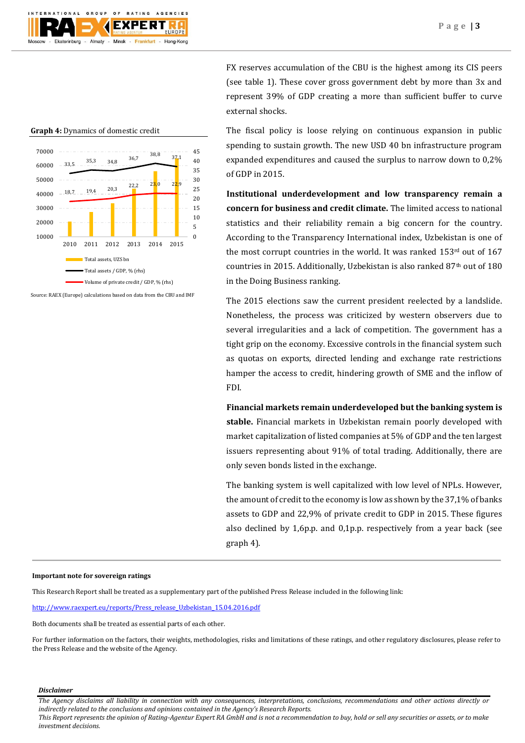FX reserves accumulation of the CBU is the highest among its CIS peers (see table 1). These cover gross government debt by more than 3x and represent 39% of GDP creating a more than sufficient buffer to curve external shocks.

The fiscal policy is loose relying on continuous expansion in public spending to sustain growth. The new USD 40 bn infrastructure program expanded expenditures and caused the surplus to narrow down to 0,2% of GDP in 2015.

**Graph 4:** Dynamics of domestic credit

70000
60000
50000
40000
30000
20000
10000

45
40
35
30
25
20
15
10
5
0

33,5 35,3 34,8 36,7 38,8 37,1
18,7 19,4 20,3 22,2 23,0 22,9

2010 2011 2012 2013 2014 2015

Total assets, UZS bn
Total assets / GDP, % (rhs)
Volume of private credit / GDP, % (rhs)

Source: RAEX (Europe) calculations based on data from the CBU and IMF

**Institutional underdevelopment and low transparency remain a concern for business and credit climate.** The limited access to national statistics and their reliability remain a big concern for the country. According to the Transparency International index, Uzbekistan is one of the most corrupt countries in the world. It was ranked 153rd out of 167 countries in 2015. Additionally, Uzbekistan is also ranked 87th out of 180 in the Doing Business ranking.

The 2015 elections saw the current president reelected by a landslide. Nonetheless, the process was criticized by western observers due to several irregularities and a lack of competition. The government has a tight grip on the economy. Excessive controls in the financial system such as quotas on exports, directed lending and exchange rate restrictions hamper the access to credit, hindering growth of SME and the inflow of FDI.

**Financial markets remain underdeveloped but the banking system is stable.** Financial markets in Uzbekistan remain poorly developed with market capitalization of listed companies at 5% of GDP and the ten largest issuers representing about 91% of total trading. Additionally, there are only seven bonds listed in the exchange.

The banking system is well capitalized with low level of NPLs. However, the amount of credit to the economy is low as shown by the 37,1% of banks assets to GDP and 22,9% of private credit to GDP in 2015. These figures also declined by 1,6p.p. and 0,1p.p. respectively from a year back (see graph 4).

**Important note for sovereign ratings**

This Research Report shall be treated as a supplementary part of the published Press Release included in the following link:

[http://www.raexpert.eu/reports/Press_release_Uzbekistan_15.04.2016.pdf](http://www.raexpert.eu/reports/Press_release_Uzbekistan_15.04.2016.pdf)

Both documents shall be treated as essential parts of each other.

For further information on the factors, their weights, methodologies, risks and limitations of these ratings, and other regulatory disclosures, please refer to the Press Release and the website of the Agency.

***Disclaimer***

*The Agency disclaims all liability in connection with any consequences, interpretations, conclusions, recommendations and other actions directly or indirectly related to the conclusions and opinions contained in the Agency's Research Reports.*
*This Report represents the opinion of Rating-Agentur Expert RA GmbH and is not a recommendation to buy, hold or sell any securities or assets, or to make investment decisions.*